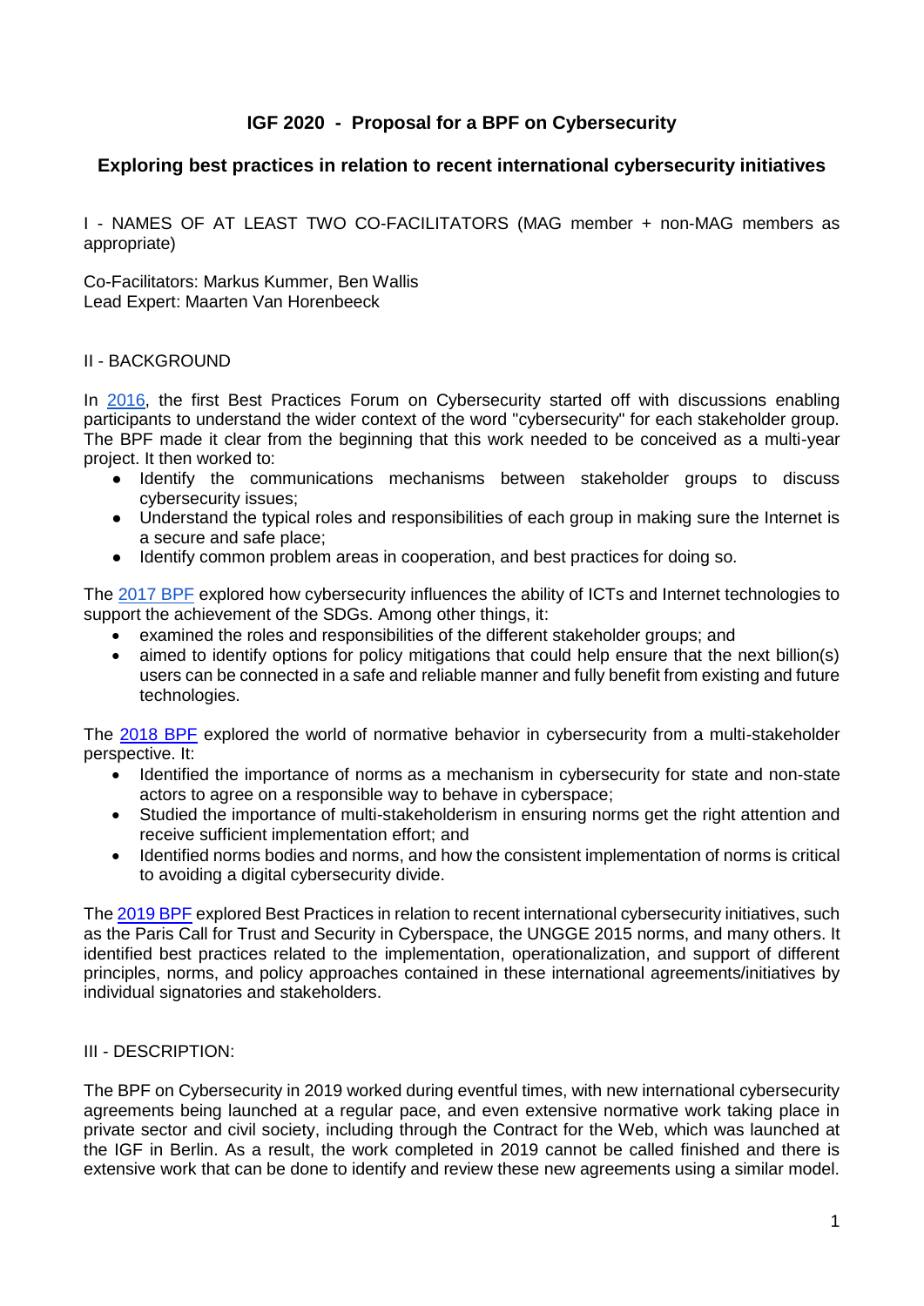# IGF 2020 - Proposal for a BPF on Cybersecurity

## Exploring best practices in relation to recent international cybersecurity initiatives

I - NAMES OF AT LEAST TWO CO-FACILITATORS (MAG member + non-MAG members as appropriate)

Co-Facilitators: Markus Kummer, Ben Wallis
Lead Expert: Maarten Van Horenbeeck

II - BACKGROUND

In 2016, the first Best Practices Forum on Cybersecurity started off with discussions enabling participants to understand the wider context of the word "cybersecurity" for each stakeholder group. The BPF made it clear from the beginning that this work needed to be conceived as a multi-year project. It then worked to:

- Identify the communications mechanisms between stakeholder groups to discuss cybersecurity issues;
- Understand the typical roles and responsibilities of each group in making sure the Internet is a secure and safe place;
- Identify common problem areas in cooperation, and best practices for doing so.

The 2017 BPF explored how cybersecurity influences the ability of ICTs and Internet technologies to support the achievement of the SDGs. Among other things, it:

- examined the roles and responsibilities of the different stakeholder groups; and
- aimed to identify options for policy mitigations that could help ensure that the next billion(s) users can be connected in a safe and reliable manner and fully benefit from existing and future technologies.

The 2018 BPF explored the world of normative behavior in cybersecurity from a multi-stakeholder perspective. It:

- Identified the importance of norms as a mechanism in cybersecurity for state and non-state actors to agree on a responsible way to behave in cyberspace;
- Studied the importance of multi-stakeholderism in ensuring norms get the right attention and receive sufficient implementation effort; and
- Identified norms bodies and norms, and how the consistent implementation of norms is critical to avoiding a digital cybersecurity divide.

The 2019 BPF explored Best Practices in relation to recent international cybersecurity initiatives, such as the Paris Call for Trust and Security in Cyberspace, the UNGGE 2015 norms, and many others. It identified best practices related to the implementation, operationalization, and support of different principles, norms, and policy approaches contained in these international agreements/initiatives by individual signatories and stakeholders.

III - DESCRIPTION:

The BPF on Cybersecurity in 2019 worked during eventful times, with new international cybersecurity agreements being launched at a regular pace, and even extensive normative work taking place in private sector and civil society, including through the Contract for the Web, which was launched at the IGF in Berlin. As a result, the work completed in 2019 cannot be called finished and there is extensive work that can be done to identify and review these new agreements using a similar model.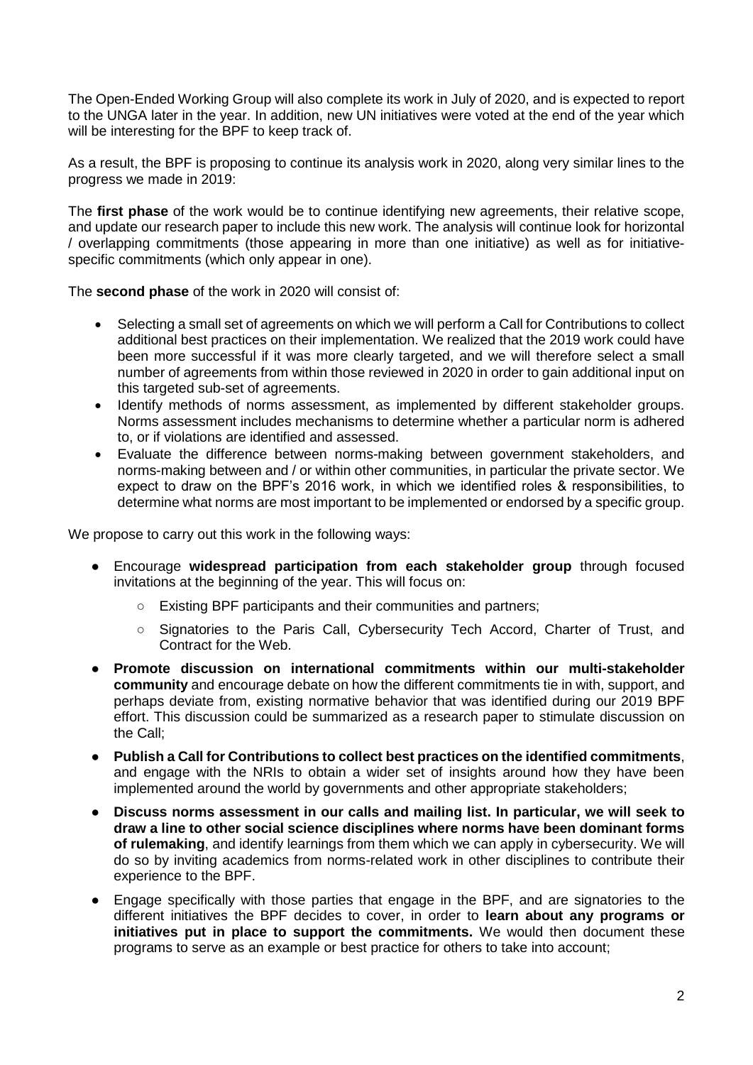The Open-Ended Working Group will also complete its work in July of 2020, and is expected to report to the UNGA later in the year. In addition, new UN initiatives were voted at the end of the year which will be interesting for the BPF to keep track of.

As a result, the BPF is proposing to continue its analysis work in 2020, along very similar lines to the progress we made in 2019:

The **first phase** of the work would be to continue identifying new agreements, their relative scope, and update our research paper to include this new work. The analysis will continue look for horizontal / overlapping commitments (those appearing in more than one initiative) as well as for initiative-specific commitments (which only appear in one).

The **second phase** of the work in 2020 will consist of:

- Selecting a small set of agreements on which we will perform a Call for Contributions to collect additional best practices on their implementation. We realized that the 2019 work could have been more successful if it was more clearly targeted, and we will therefore select a small number of agreements from within those reviewed in 2020 in order to gain additional input on this targeted sub-set of agreements.
- Identify methods of norms assessment, as implemented by different stakeholder groups. Norms assessment includes mechanisms to determine whether a particular norm is adhered to, or if violations are identified and assessed.
- Evaluate the difference between norms-making between government stakeholders, and norms-making between and / or within other communities, in particular the private sector. We expect to draw on the BPF's 2016 work, in which we identified roles & responsibilities, to determine what norms are most important to be implemented or endorsed by a specific group.

We propose to carry out this work in the following ways:

- Encourage **widespread participation from each stakeholder group** through focused invitations at the beginning of the year. This will focus on:
  - Existing BPF participants and their communities and partners;
  - Signatories to the Paris Call, Cybersecurity Tech Accord, Charter of Trust, and Contract for the Web.
- **Promote discussion on international commitments within our multi-stakeholder community** and encourage debate on how the different commitments tie in with, support, and perhaps deviate from, existing normative behavior that was identified during our 2019 BPF effort. This discussion could be summarized as a research paper to stimulate discussion on the Call;
- **Publish a Call for Contributions to collect best practices on the identified commitments**, and engage with the NRIs to obtain a wider set of insights around how they have been implemented around the world by governments and other appropriate stakeholders;
- **Discuss norms assessment in our calls and mailing list. In particular, we will seek to draw a line to other social science disciplines where norms have been dominant forms of rulemaking**, and identify learnings from them which we can apply in cybersecurity. We will do so by inviting academics from norms-related work in other disciplines to contribute their experience to the BPF.
- Engage specifically with those parties that engage in the BPF, and are signatories to the different initiatives the BPF decides to cover, in order to **learn about any programs or initiatives put in place to support the commitments.** We would then document these programs to serve as an example or best practice for others to take into account;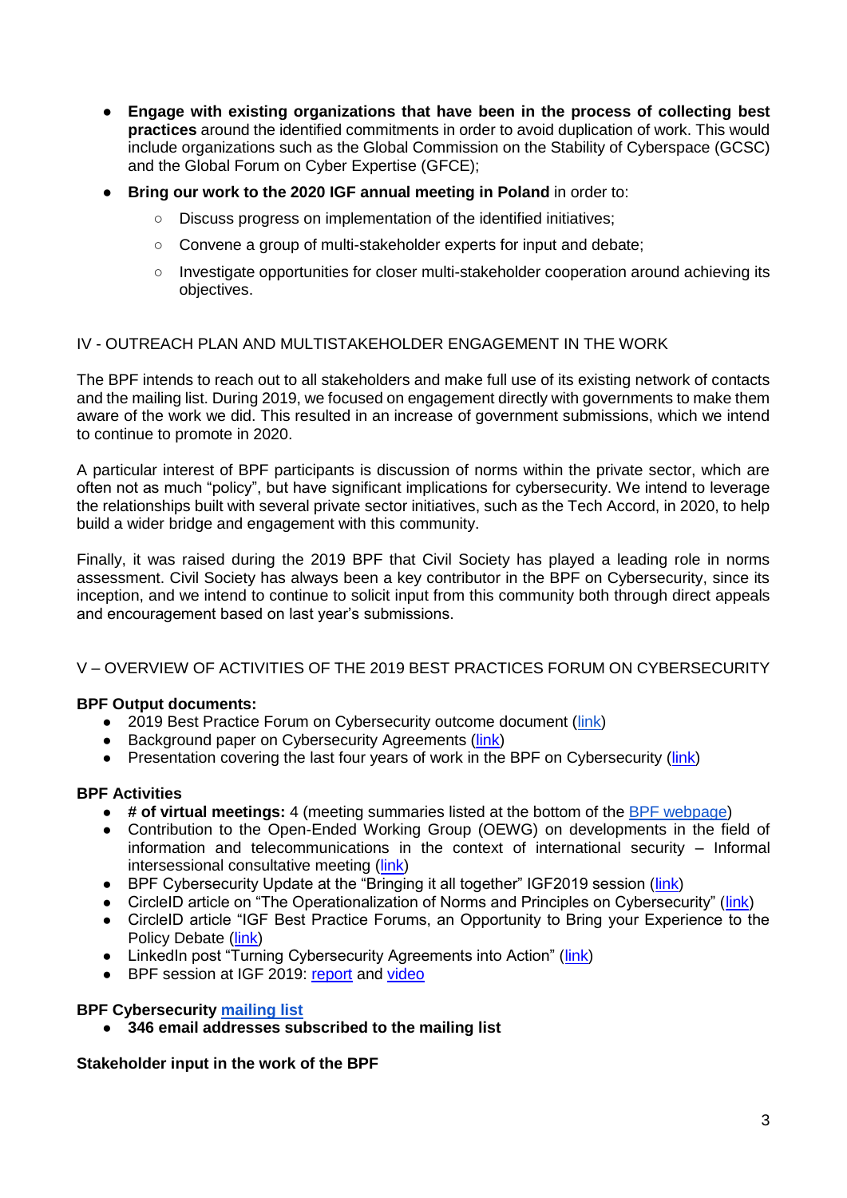- **Engage with existing organizations that have been in the process of collecting best practices** around the identified commitments in order to avoid duplication of work. This would include organizations such as the Global Commission on the Stability of Cyberspace (GCSC) and the Global Forum on Cyber Expertise (GFCE);
- **Bring our work to the 2020 IGF annual meeting in Poland** in order to:
    - Discuss progress on implementation of the identified initiatives;
    - Convene a group of multi-stakeholder experts for input and debate;
    - Investigate opportunities for closer multi-stakeholder cooperation around achieving its objectives.

## IV - OUTREACH PLAN AND MULTISTAKEHOLDER ENGAGEMENT IN THE WORK

The BPF intends to reach out to all stakeholders and make full use of its existing network of contacts and the mailing list. During 2019, we focused on engagement directly with governments to make them aware of the work we did. This resulted in an increase of government submissions, which we intend to continue to promote in 2020.

A particular interest of BPF participants is discussion of norms within the private sector, which are often not as much "policy", but have significant implications for cybersecurity. We intend to leverage the relationships built with several private sector initiatives, such as the Tech Accord, in 2020, to help build a wider bridge and engagement with this community.

Finally, it was raised during the 2019 BPF that Civil Society has played a leading role in norms assessment. Civil Society has always been a key contributor in the BPF on Cybersecurity, since its inception, and we intend to continue to solicit input from this community both through direct appeals and encouragement based on last year's submissions.

## V – OVERVIEW OF ACTIVITIES OF THE 2019 BEST PRACTICES FORUM ON CYBERSECURITY

**BPF Output documents:**

- 2019 Best Practice Forum on Cybersecurity outcome document (link)
- Background paper on Cybersecurity Agreements (link)
- Presentation covering the last four years of work in the BPF on Cybersecurity (link)

**BPF Activities**

- **# of virtual meetings:** 4 (meeting summaries listed at the bottom of the BPF webpage)
- Contribution to the Open-Ended Working Group (OEWG) on developments in the field of information and telecommunications in the context of international security – Informal intersessional consultative meeting (link)
- BPF Cybersecurity Update at the "Bringing it all together" IGF2019 session (link)
- CircleID article on "The Operationalization of Norms and Principles on Cybersecurity" (link)
- CircleID article "IGF Best Practice Forums, an Opportunity to Bring your Experience to the Policy Debate (link)
- LinkedIn post "Turning Cybersecurity Agreements into Action" (link)
- BPF session at IGF 2019: report and video

**BPF Cybersecurity mailing list**

- **346 email addresses subscribed to the mailing list**

**Stakeholder input in the work of the BPF**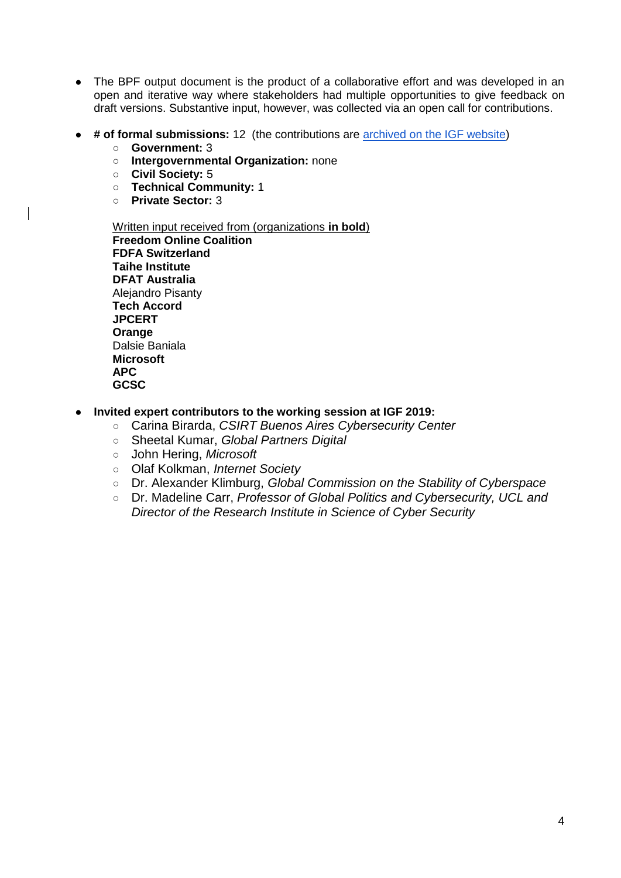- The BPF output document is the product of a collaborative effort and was developed in an open and iterative way where stakeholders had multiple opportunities to give feedback on draft versions. Substantive input, however, was collected via an open call for contributions.

- **# of formal submissions:** 12 (the contributions are archived on the IGF website)
  - **Government:** 3
  - **Intergovernmental Organization:** none
  - **Civil Society:** 5
  - **Technical Community:** 1
  - **Private Sector:** 3

  Written input received from (organizations **in bold**)
  **Freedom Online Coalition**
  **FDFA Switzerland**
  **Taihe Institute**
  **DFAT Australia**
  Alejandro Pisanty
  **Tech Accord**
  **JPCERT**
  **Orange**
  Dalsie Baniala
  **Microsoft**
  **APC**
  **GCSC**

- **Invited expert contributors to the working session at IGF 2019:**
  - Carina Birarda, *CSIRT Buenos Aires Cybersecurity Center*
  - Sheetal Kumar, *Global Partners Digital*
  - John Hering, *Microsoft*
  - Olaf Kolkman, *Internet Society*
  - Dr. Alexander Klimburg, *Global Commission on the Stability of Cyberspace*
  - Dr. Madeline Carr, *Professor of Global Politics and Cybersecurity, UCL and Director of the Research Institute in Science of Cyber Security*